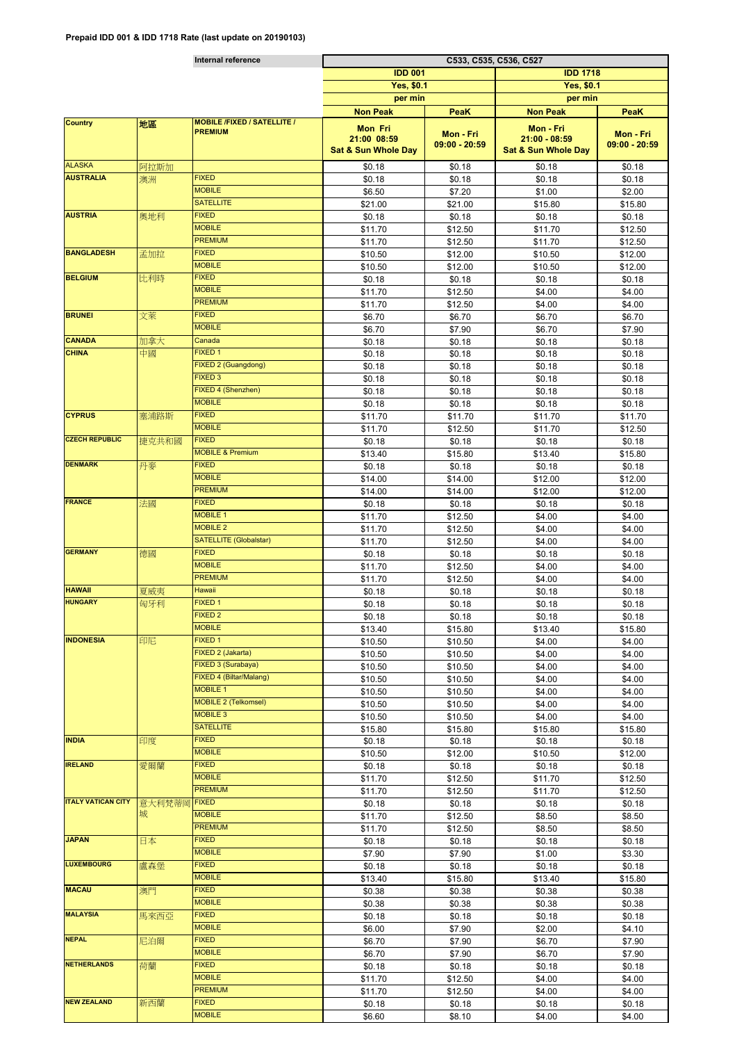**Prepaid IDD 001 & IDD 1718 Rate (last update on 20190103)**

| | | Internal reference | C533, C535, C536, C527 | | | |
|---|---|---|---|---|---|---|
| | | | IDD 001 | | IDD 1718 | |
| | | | Yes, $0.1 | | Yes, $0.1 | |
| | | | per min | | per min | |
| | | | Non Peak | PeaK | Non Peak | PeaK |
| Country | 地區 | MOBILE /FIXED / SATELLITE / PREMIUM | Mon Fri 21:00 08:59 Sat & Sun Whole Day | Mon - Fri 09:00 - 20:59 | Mon - Fri 21:00 - 08:59 Sat & Sun Whole Day | Mon - Fri 09:00 - 20:59 |
| ALASKA | 阿拉斯加 | | $0.18 | $0.18 | $0.18 | $0.18 |
| AUSTRALIA | 澳洲 | FIXED | $0.18 | $0.18 | $0.18 | $0.18 |
| | | MOBILE | $6.50 | $7.20 | $1.00 | $2.00 |
| | | SATELLITE | $21.00 | $21.00 | $15.80 | $15.80 |
| AUSTRIA | 奧地利 | FIXED | $0.18 | $0.18 | $0.18 | $0.18 |
| | | MOBILE | $11.70 | $12.50 | $11.70 | $12.50 |
| | | PREMIUM | $11.70 | $12.50 | $11.70 | $12.50 |
| BANGLADESH | 孟加拉 | FIXED | $10.50 | $12.00 | $10.50 | $12.00 |
| | | MOBILE | $10.50 | $12.00 | $10.50 | $12.00 |
| BELGIUM | 比利時 | FIXED | $0.18 | $0.18 | $0.18 | $0.18 |
| | | MOBILE | $11.70 | $12.50 | $4.00 | $4.00 |
| | | PREMIUM | $11.70 | $12.50 | $4.00 | $4.00 |
| BRUNEI | 文萊 | FIXED | $6.70 | $6.70 | $6.70 | $6.70 |
| | | MOBILE | $6.70 | $7.90 | $6.70 | $7.90 |
| CANADA | 加拿大 | Canada | $0.18 | $0.18 | $0.18 | $0.18 |
| CHINA | 中國 | FIXED 1 | $0.18 | $0.18 | $0.18 | $0.18 |
| | | FIXED 2 (Guangdong) | $0.18 | $0.18 | $0.18 | $0.18 |
| | | FIXED 3 | $0.18 | $0.18 | $0.18 | $0.18 |
| | | FIXED 4 (Shenzhen) | $0.18 | $0.18 | $0.18 | $0.18 |
| | | MOBILE | $0.18 | $0.18 | $0.18 | $0.18 |
| CYPRUS | 塞浦路斯 | FIXED | $11.70 | $11.70 | $11.70 | $11.70 |
| | | MOBILE | $11.70 | $12.50 | $11.70 | $12.50 |
| CZECH REPUBLIC | 捷克共和國 | FIXED | $0.18 | $0.18 | $0.18 | $0.18 |
| | | MOBILE & Premium | $13.40 | $15.80 | $13.40 | $15.80 |
| DENMARK | 丹麥 | FIXED | $0.18 | $0.18 | $0.18 | $0.18 |
| | | MOBILE | $14.00 | $14.00 | $12.00 | $12.00 |
| | | PREMIUM | $14.00 | $14.00 | $12.00 | $12.00 |
| FRANCE | 法國 | FIXED | $0.18 | $0.18 | $0.18 | $0.18 |
| | | MOBILE 1 | $11.70 | $12.50 | $4.00 | $4.00 |
| | | MOBILE 2 | $11.70 | $12.50 | $4.00 | $4.00 |
| | | SATELLITE (Globalstar) | $11.70 | $12.50 | $4.00 | $4.00 |
| GERMANY | 德國 | FIXED | $0.18 | $0.18 | $0.18 | $0.18 |
| | | MOBILE | $11.70 | $12.50 | $4.00 | $4.00 |
| | | PREMIUM | $11.70 | $12.50 | $4.00 | $4.00 |
| HAWAII | 夏威夷 | Hawaii | $0.18 | $0.18 | $0.18 | $0.18 |
| HUNGARY | 匈牙利 | FIXED 1 | $0.18 | $0.18 | $0.18 | $0.18 |
| | | FIXED 2 | $0.18 | $0.18 | $0.18 | $0.18 |
| | | MOBILE | $13.40 | $15.80 | $13.40 | $15.80 |
| INDONESIA | 印尼 | FIXED 1 | $10.50 | $10.50 | $4.00 | $4.00 |
| | | FIXED 2 (Jakarta) | $10.50 | $10.50 | $4.00 | $4.00 |
| | | FIXED 3 (Surabaya) | $10.50 | $10.50 | $4.00 | $4.00 |
| | | FIXED 4 (Biltar/Malang) | $10.50 | $10.50 | $4.00 | $4.00 |
| | | MOBILE 1 | $10.50 | $10.50 | $4.00 | $4.00 |
| | | MOBILE 2 (Telkomsel) | $10.50 | $10.50 | $4.00 | $4.00 |
| | | MOBILE 3 | $10.50 | $10.50 | $4.00 | $4.00 |
| | | SATELLITE | $15.80 | $15.80 | $15.80 | $15.80 |
| INDIA | 印度 | FIXED | $0.18 | $0.18 | $0.18 | $0.18 |
| | | MOBILE | $10.50 | $12.00 | $10.50 | $12.00 |
| IRELAND | 愛爾蘭 | FIXED | $0.18 | $0.18 | $0.18 | $0.18 |
| | | MOBILE | $11.70 | $12.50 | $11.70 | $12.50 |
| | | PREMIUM | $11.70 | $12.50 | $11.70 | $12.50 |
| ITALY VATICAN CITY | 意大利梵蒂岡城 | FIXED | $0.18 | $0.18 | $0.18 | $0.18 |
| | | MOBILE | $11.70 | $12.50 | $8.50 | $8.50 |
| | | PREMIUM | $11.70 | $12.50 | $8.50 | $8.50 |
| JAPAN | 日本 | FIXED | $0.18 | $0.18 | $0.18 | $0.18 |
| | | MOBILE | $7.90 | $7.90 | $1.00 | $3.30 |
| LUXEMBOURG | 盧森堡 | FIXED | $0.18 | $0.18 | $0.18 | $0.18 |
| | | MOBILE | $13.40 | $15.80 | $13.40 | $15.80 |
| MACAU | 澳門 | FIXED | $0.38 | $0.38 | $0.38 | $0.38 |
| | | MOBILE | $0.38 | $0.38 | $0.38 | $0.38 |
| MALAYSIA | 馬來西亞 | FIXED | $0.18 | $0.18 | $0.18 | $0.18 |
| | | MOBILE | $6.00 | $7.90 | $2.00 | $4.10 |
| NEPAL | 尼泊爾 | FIXED | $6.70 | $7.90 | $6.70 | $7.90 |
| | | MOBILE | $6.70 | $7.90 | $6.70 | $7.90 |
| NETHERLANDS | 荷蘭 | FIXED | $0.18 | $0.18 | $0.18 | $0.18 |
| | | MOBILE | $11.70 | $12.50 | $4.00 | $4.00 |
| | | PREMIUM | $11.70 | $12.50 | $4.00 | $4.00 |
| NEW ZEALAND | 新西蘭 | FIXED | $0.18 | $0.18 | $0.18 | $0.18 |
| | | MOBILE | $6.60 | $8.10 | $4.00 | $4.00 |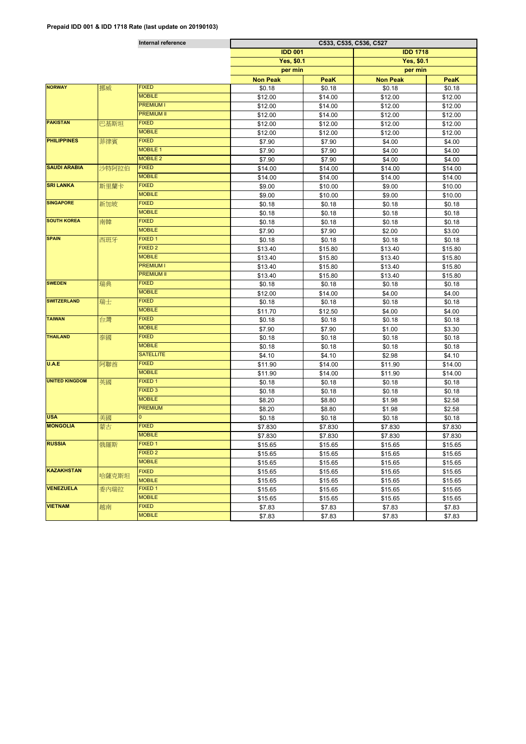**Prepaid IDD 001 & IDD 1718 Rate (last update on 20190103)**

| | | Internal reference | C533, C535, C536, C527 | | | |
|---|---|---|---|---|---|---|
| | | | IDD 001 | | IDD 1718 | |
| | | | Yes, $0.1 | | Yes, $0.1 | |
| | | | per min | | per min | |
| | | | Non Peak | PeaK | Non Peak | PeaK |
| NORWAY | 挪威 | FIXED | $0.18 | $0.18 | $0.18 | $0.18 |
| | | MOBILE | $12.00 | $14.00 | $12.00 | $12.00 |
| | | PREMIUM I | $12.00 | $14.00 | $12.00 | $12.00 |
| | | PREMIUM II | $12.00 | $14.00 | $12.00 | $12.00 |
| PAKISTAN | 巴基斯坦 | FIXED | $12.00 | $12.00 | $12.00 | $12.00 |
| | | MOBILE | $12.00 | $12.00 | $12.00 | $12.00 |
| PHILIPPINES | 菲律賓 | FIXED | $7.90 | $7.90 | $4.00 | $4.00 |
| | | MOBILE 1 | $7.90 | $7.90 | $4.00 | $4.00 |
| | | MOBILE 2 | $7.90 | $7.90 | $4.00 | $4.00 |
| SAUDI ARABIA | 沙特阿拉伯 | FIXED | $14.00 | $14.00 | $14.00 | $14.00 |
| | | MOBILE | $14.00 | $14.00 | $14.00 | $14.00 |
| SRI LANKA | 斯里蘭卡 | FIXED | $9.00 | $10.00 | $9.00 | $10.00 |
| | | MOBILE | $9.00 | $10.00 | $9.00 | $10.00 |
| SINGAPORE | 新加坡 | FIXED | $0.18 | $0.18 | $0.18 | $0.18 |
| | | MOBILE | $0.18 | $0.18 | $0.18 | $0.18 |
| SOUTH KOREA | 南韓 | FIXED | $0.18 | $0.18 | $0.18 | $0.18 |
| | | MOBILE | $7.90 | $7.90 | $2.00 | $3.00 |
| SPAIN | 西班牙 | FIXED 1 | $0.18 | $0.18 | $0.18 | $0.18 |
| | | FIXED 2 | $13.40 | $15.80 | $13.40 | $15.80 |
| | | MOBILE | $13.40 | $15.80 | $13.40 | $15.80 |
| | | PREMIUM I | $13.40 | $15.80 | $13.40 | $15.80 |
| | | PREMIUM II | $13.40 | $15.80 | $13.40 | $15.80 |
| SWEDEN | 瑞典 | FIXED | $0.18 | $0.18 | $0.18 | $0.18 |
| | | MOBILE | $12.00 | $14.00 | $4.00 | $4.00 |
| SWITZERLAND | 瑞士 | FIXED | $0.18 | $0.18 | $0.18 | $0.18 |
| | | MOBILE | $11.70 | $12.50 | $4.00 | $4.00 |
| TAIWAN | 台灣 | FIXED | $0.18 | $0.18 | $0.18 | $0.18 |
| | | MOBILE | $7.90 | $7.90 | $1.00 | $3.30 |
| THAILAND | 泰國 | FIXED | $0.18 | $0.18 | $0.18 | $0.18 |
| | | MOBILE | $0.18 | $0.18 | $0.18 | $0.18 |
| | | SATELLITE | $4.10 | $4.10 | $2.98 | $4.10 |
| U.A.E | 阿聯酋 | FIXED | $11.90 | $14.00 | $11.90 | $14.00 |
| | | MOBILE | $11.90 | $14.00 | $11.90 | $14.00 |
| UNITED KINGDOM | 英國 | FIXED 1 | $0.18 | $0.18 | $0.18 | $0.18 |
| | | FIXED 3 | $0.18 | $0.18 | $0.18 | $0.18 |
| | | MOBILE | $8.20 | $8.80 | $1.98 | $2.58 |
| | | PREMIUM | $8.20 | $8.80 | $1.98 | $2.58 |
| USA | 美國 | 0 | $0.18 | $0.18 | $0.18 | $0.18 |
| MONGOLIA | 蒙古 | FIXED | $7.830 | $7.830 | $7.830 | $7.830 |
| | | MOBILE | $7.830 | $7.830 | $7.830 | $7.830 |
| RUSSIA | 俄羅斯 | FIXED 1 | $15.65 | $15.65 | $15.65 | $15.65 |
| | | FIXED 2 | $15.65 | $15.65 | $15.65 | $15.65 |
| | | MOBILE | $15.65 | $15.65 | $15.65 | $15.65 |
| KAZAKHSTAN | 哈薩克斯坦 | FIXED | $15.65 | $15.65 | $15.65 | $15.65 |
| | | MOBILE | $15.65 | $15.65 | $15.65 | $15.65 |
| VENEZUELA | 委內瑞拉 | FIXED 1 | $15.65 | $15.65 | $15.65 | $15.65 |
| | | MOBILE | $15.65 | $15.65 | $15.65 | $15.65 |
| VIETNAM | 越南 | FIXED | $7.83 | $7.83 | $7.83 | $7.83 |
| | | MOBILE | $7.83 | $7.83 | $7.83 | $7.83 |